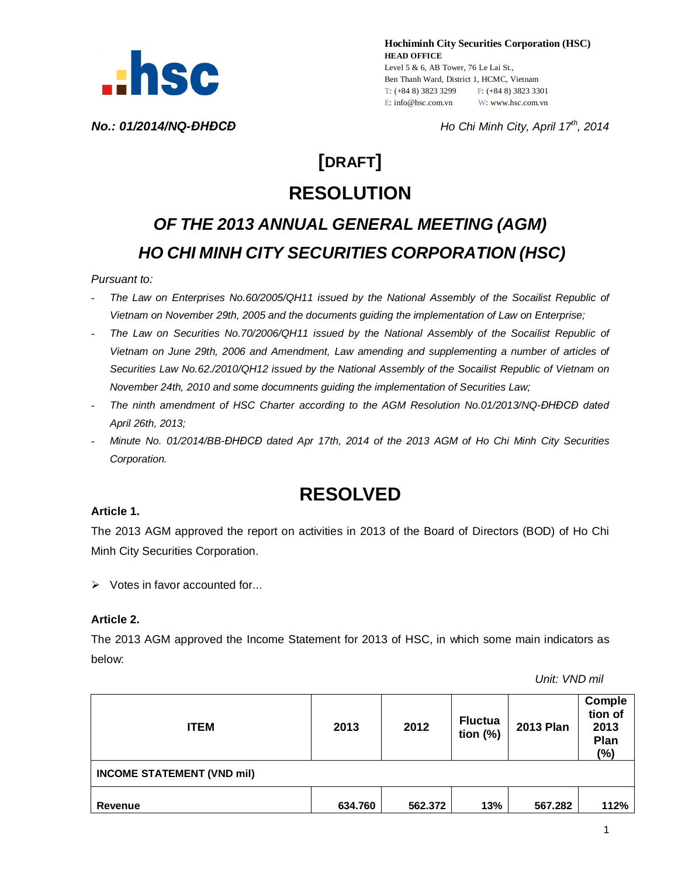**Hochiminh City Securities Corporation (HSC)**
**HEAD OFFICE**
Level 5 & 6, AB Tower, 76 Le Lai St.,
Ben Thanh Ward, District 1, HCMC, Vietnam
T: (+84 8) 3823 3299 F: (+84 8) 3823 3301
E: info@hsc.com.vn W: www.hsc.com.vn

*No.: 01/2014/NQ-ĐHĐCĐ* *Ho Chi Minh City, April 17th, 2014*

# [DRAFT]

# RESOLUTION

## *OF THE 2013 ANNUAL GENERAL MEETING (AGM)*
## *HO CHI MINH CITY SECURITIES CORPORATION (HSC)*

*Pursuant to:*

- *The Law on Enterprises No.60/2005/QH11 issued by the National Assembly of the Socailist Republic of Vietnam on November 29th, 2005 and the documents guiding the implementation of Law on Enterprise;*
- *The Law on Securities No.70/2006/QH11 issued by the National Assembly of the Socailist Republic of Vietnam on June 29th, 2006 and Amendment, Law amending and supplementing a number of articles of Securities Law No.62./2010/QH12 issued by the National Assembly of the Socailist Republic of Vietnam on November 24th, 2010 and some documnents guiding the implementation of Securities Law;*
- *The ninth amendment of HSC Charter according to the AGM Resolution No.01/2013/NQ-ĐHĐCĐ dated April 26th, 2013;*
- *Minute No. 01/2014/BB-ĐHĐCĐ dated Apr 17th, 2014 of the 2013 AGM of Ho Chi Minh City Securities Corporation.*

# RESOLVED

**Article 1.**

The 2013 AGM approved the report on activities in 2013 of the Board of Directors (BOD) of Ho Chi Minh City Securities Corporation.

- Votes in favor accounted for...

**Article 2.**

The 2013 AGM approved the Income Statement for 2013 of HSC, in which some main indicators as below:

*Unit: VND mil*

| ITEM | 2013 | 2012 | Fluctuation (%) | 2013 Plan | Completion of 2013 Plan (%) |
|---|---|---|---|---|---|
| **INCOME STATEMENT (VND mil)** | | | | | |
| **Revenue** | **634.760** | **562.372** | **13%** | **567.282** | **112%** |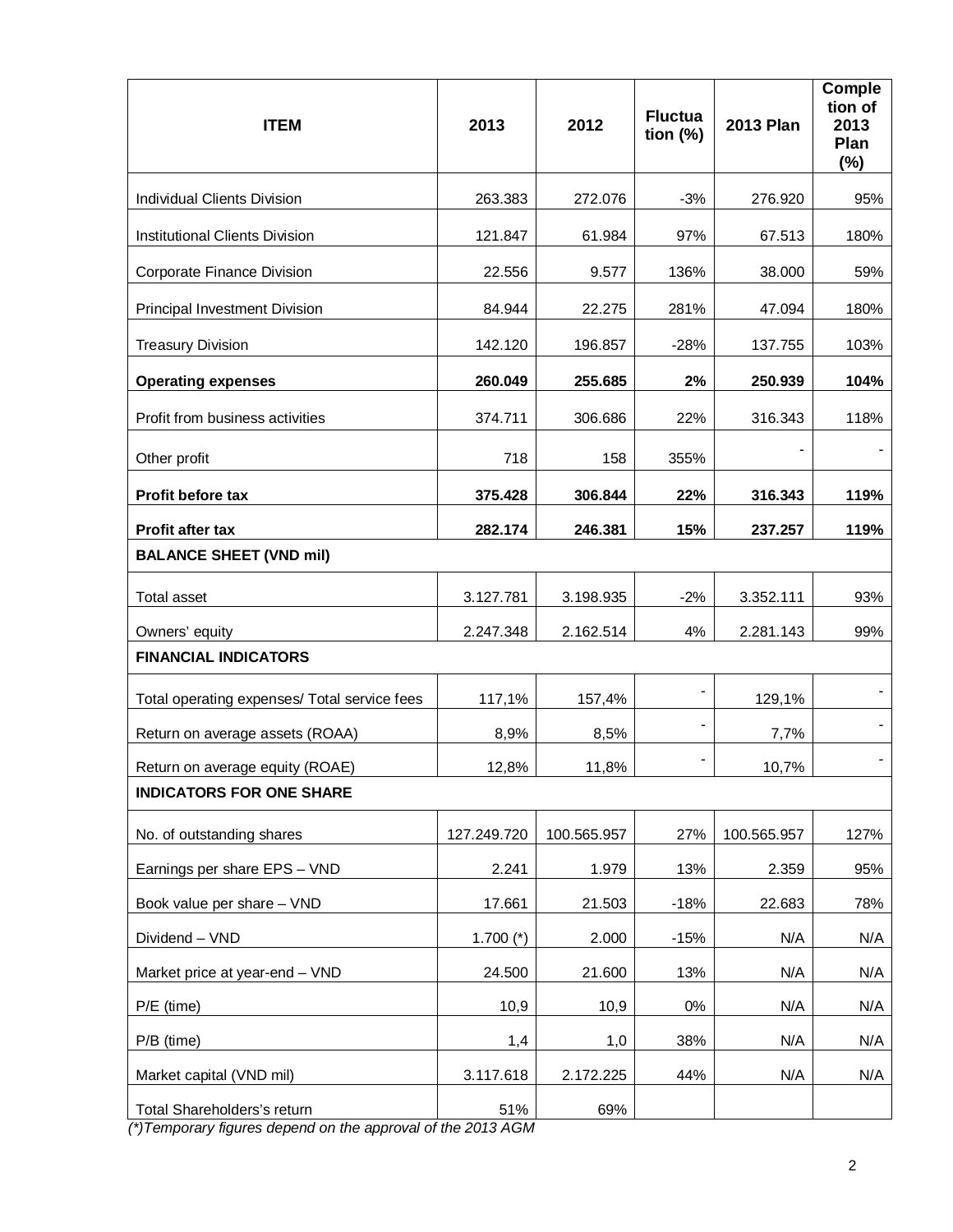| ITEM | 2013 | 2012 | Fluctuation (%) | 2013 Plan | Completion of 2013 Plan (%) |
|---|---|---|---|---|---|
| Individual Clients Division | 263.383 | 272.076 | -3% | 276.920 | 95% |
| Institutional Clients Division | 121.847 | 61.984 | 97% | 67.513 | 180% |
| Corporate Finance Division | 22.556 | 9.577 | 136% | 38.000 | 59% |
| Principal Investment Division | 84.944 | 22.275 | 281% | 47.094 | 180% |
| Treasury Division | 142.120 | 196.857 | -28% | 137.755 | 103% |
| **Operating expenses** | **260.049** | **255.685** | **2%** | **250.939** | **104%** |
| Profit from business activities | 374.711 | 306.686 | 22% | 316.343 | 118% |
| Other profit | 718 | 158 | 355% | - | - |
| **Profit before tax** | **375.428** | **306.844** | **22%** | **316.343** | **119%** |
| **Profit after tax** | **282.174** | **246.381** | **15%** | **237.257** | **119%** |
| **BALANCE SHEET (VND mil)** | | | | | |
| Total asset | 3.127.781 | 3.198.935 | -2% | 3.352.111 | 93% |
| Owners' equity | 2.247.348 | 2.162.514 | 4% | 2.281.143 | 99% |
| **FINANCIAL INDICATORS** | | | | | |
| Total operating expenses/ Total service fees | 117,1% | 157,4% | - | 129,1% | - |
| Return on average assets (ROAA) | 8,9% | 8,5% | - | 7,7% | - |
| Return on average equity (ROAE) | 12,8% | 11,8% | - | 10,7% | - |
| **INDICATORS FOR ONE SHARE** | | | | | |
| No. of outstanding shares | 127.249.720 | 100.565.957 | 27% | 100.565.957 | 127% |
| Earnings per share EPS – VND | 2.241 | 1.979 | 13% | 2.359 | 95% |
| Book value per share – VND | 17.661 | 21.503 | -18% | 22.683 | 78% |
| Dividend – VND | 1.700 (*) | 2.000 | -15% | N/A | N/A |
| Market price at year-end – VND | 24.500 | 21.600 | 13% | N/A | N/A |
| P/E (time) | 10,9 | 10,9 | 0% | N/A | N/A |
| P/B (time) | 1,4 | 1,0 | 38% | N/A | N/A |
| Market capital (VND mil) | 3.117.618 | 2.172.225 | 44% | N/A | N/A |
| Total Shareholders's return | 51% | 69% | | | |

*(*)Temporary figures depend on the approval of the 2013 AGM*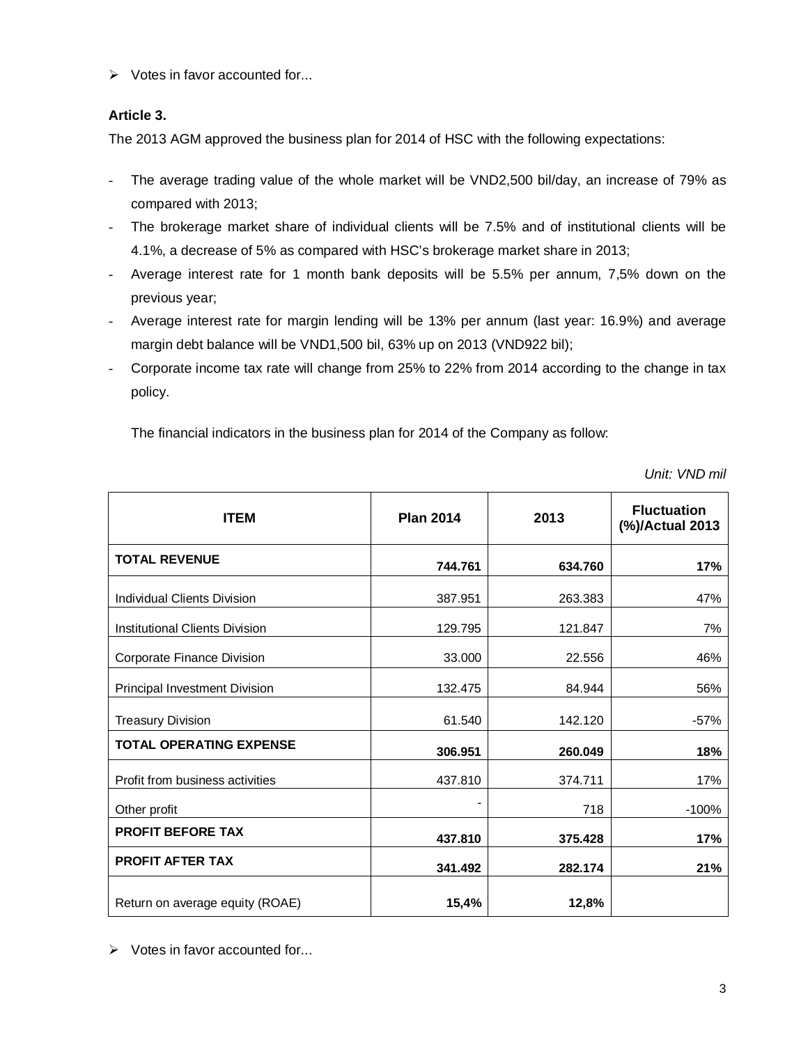- Votes in favor accounted for...

**Article 3.**

The 2013 AGM approved the business plan for 2014 of HSC with the following expectations:

- The average trading value of the whole market will be VND2,500 bil/day, an increase of 79% as compared with 2013;
- The brokerage market share of individual clients will be 7.5% and of institutional clients will be 4.1%, a decrease of 5% as compared with HSC's brokerage market share in 2013;
- Average interest rate for 1 month bank deposits will be 5.5% per annum, 7,5% down on the previous year;
- Average interest rate for margin lending will be 13% per annum (last year: 16.9%) and average margin debt balance will be VND1,500 bil, 63% up on 2013 (VND922 bil);
- Corporate income tax rate will change from 25% to 22% from 2014 according to the change in tax policy.

The financial indicators in the business plan for 2014 of the Company as follow:

*Unit: VND mil*

| ITEM | Plan 2014 | 2013 | Fluctuation (%)/Actual 2013 |
|---|---|---|---|
| **TOTAL REVENUE** | **744.761** | **634.760** | **17%** |
| Individual Clients Division | 387.951 | 263.383 | 47% |
| Institutional Clients Division | 129.795 | 121.847 | 7% |
| Corporate Finance Division | 33.000 | 22.556 | 46% |
| Principal Investment Division | 132.475 | 84.944 | 56% |
| Treasury Division | 61.540 | 142.120 | -57% |
| **TOTAL OPERATING EXPENSE** | **306.951** | **260.049** | **18%** |
| Profit from business activities | 437.810 | 374.711 | 17% |
| Other profit | - | 718 | -100% |
| **PROFIT BEFORE TAX** | **437.810** | **375.428** | **17%** |
| **PROFIT AFTER TAX** | **341.492** | **282.174** | **21%** |
| Return on average equity (ROAE) | **15,4%** | **12,8%** | |

- Votes in favor accounted for...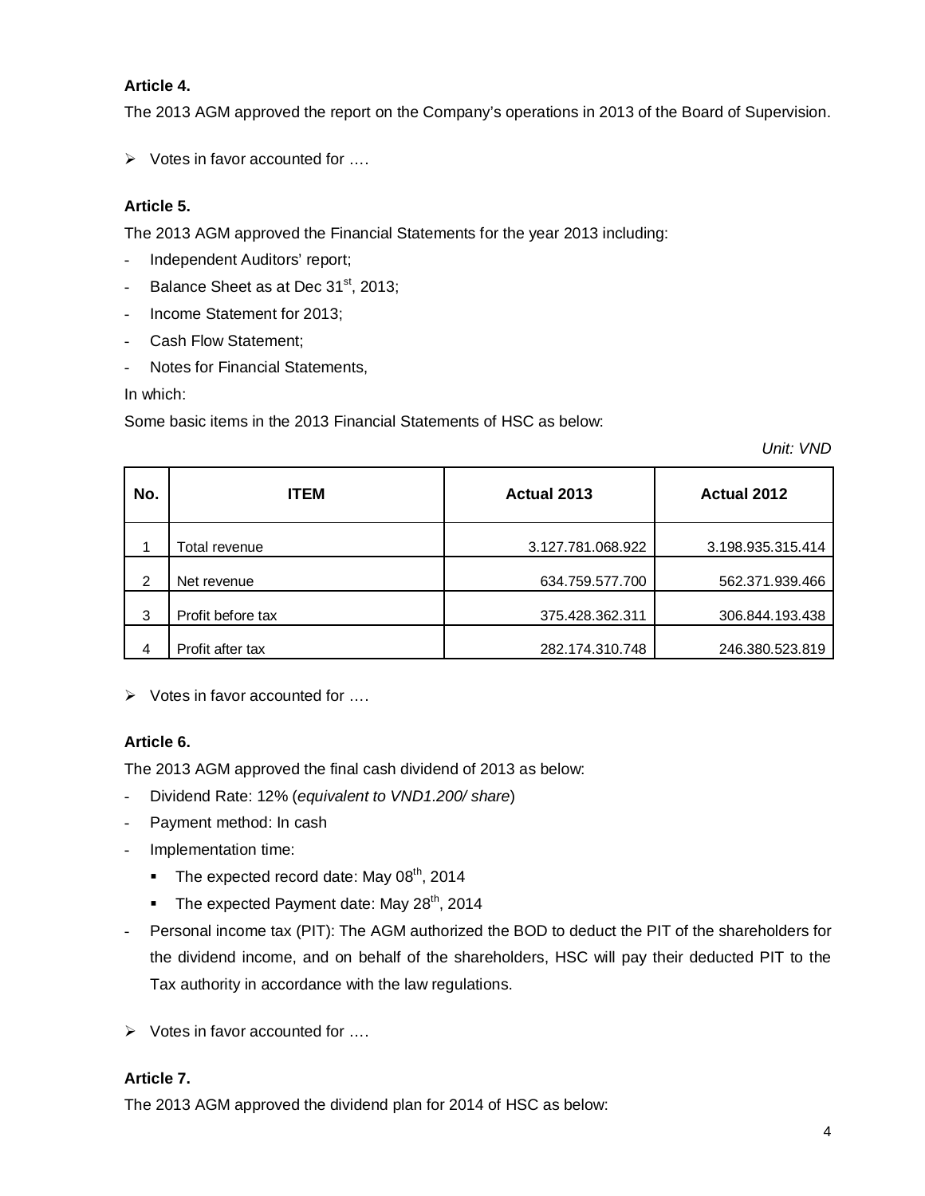**Article 4.**

The 2013 AGM approved the report on the Company's operations in 2013 of the Board of Supervision.

- Votes in favor accounted for ….

**Article 5.**

The 2013 AGM approved the Financial Statements for the year 2013 including:

- Independent Auditors' report;
- Balance Sheet as at Dec 31st, 2013;
- Income Statement for 2013;
- Cash Flow Statement;
- Notes for Financial Statements,

In which:

Some basic items in the 2013 Financial Statements of HSC as below:

*Unit: VND*

| No. | ITEM | Actual 2013 | Actual 2012 |
|---|---|---|---|
| 1 | Total revenue | 3.127.781.068.922 | 3.198.935.315.414 |
| 2 | Net revenue | 634.759.577.700 | 562.371.939.466 |
| 3 | Profit before tax | 375.428.362.311 | 306.844.193.438 |
| 4 | Profit after tax | 282.174.310.748 | 246.380.523.819 |

- Votes in favor accounted for ….

**Article 6.**

The 2013 AGM approved the final cash dividend of 2013 as below:

- Dividend Rate: 12% (*equivalent to VND1.200/ share*)
- Payment method: In cash
- Implementation time:
  - The expected record date: May 08th, 2014
  - The expected Payment date: May 28th, 2014
- Personal income tax (PIT): The AGM authorized the BOD to deduct the PIT of the shareholders for the dividend income, and on behalf of the shareholders, HSC will pay their deducted PIT to the Tax authority in accordance with the law regulations.

- Votes in favor accounted for ….

**Article 7.**

The 2013 AGM approved the dividend plan for 2014 of HSC as below: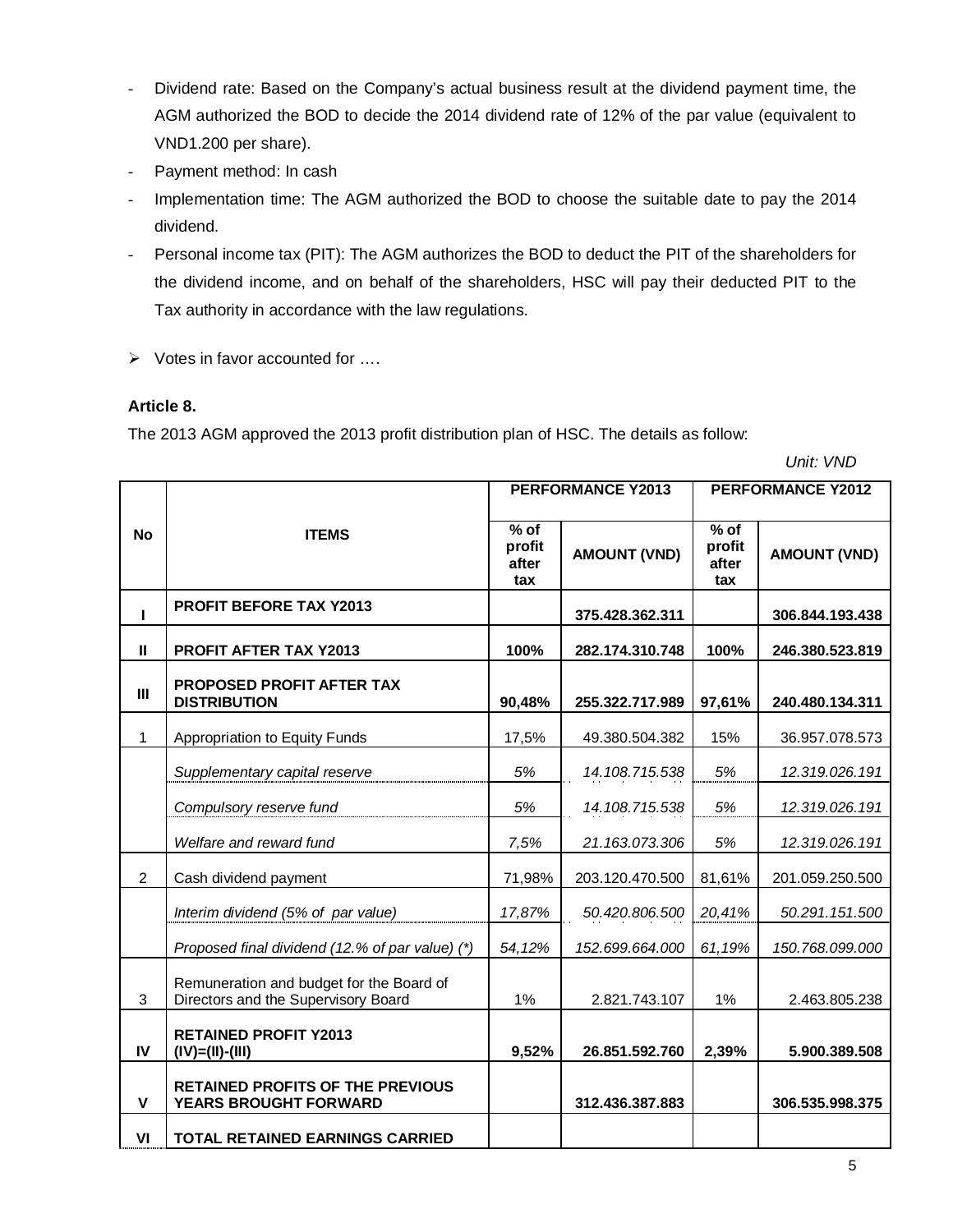- Dividend rate: Based on the Company's actual business result at the dividend payment time, the AGM authorized the BOD to decide the 2014 dividend rate of 12% of the par value (equivalent to VND1.200 per share).
- Payment method: In cash
- Implementation time: The AGM authorized the BOD to choose the suitable date to pay the 2014 dividend.
- Personal income tax (PIT): The AGM authorizes the BOD to deduct the PIT of the shareholders for the dividend income, and on behalf of the shareholders, HSC will pay their deducted PIT to the Tax authority in accordance with the law regulations.

➢ Votes in favor accounted for ….

**Article 8.**

The 2013 AGM approved the 2013 profit distribution plan of HSC. The details as follow:

*Unit: VND*

| No | ITEMS | PERFORMANCE Y2013 | | PERFORMANCE Y2012 | |
|---|---|---|---|---|---|
| | | % of profit after tax | AMOUNT (VND) | % of profit after tax | AMOUNT (VND) |
| **I** | **PROFIT BEFORE TAX Y2013** | | **375.428.362.311** | | **306.844.193.438** |
| **II** | **PROFIT AFTER TAX Y2013** | **100%** | **282.174.310.748** | **100%** | **246.380.523.819** |
| **III** | **PROPOSED PROFIT AFTER TAX DISTRIBUTION** | **90,48%** | **255.322.717.989** | **97,61%** | **240.480.134.311** |
| 1 | Appropriation to Equity Funds | 17,5% | 49.380.504.382 | 15% | 36.957.078.573 |
| | *Supplementary capital reserve* | *5%* | *14.108.715.538* | *5%* | *12.319.026.191* |
| | *Compulsory reserve fund* | *5%* | *14.108.715.538* | *5%* | *12.319.026.191* |
| | *Welfare and reward fund* | *7,5%* | *21.163.073.306* | *5%* | *12.319.026.191* |
| 2 | Cash dividend payment | 71,98% | 203.120.470.500 | 81,61% | 201.059.250.500 |
| | *Interim dividend (5% of par value)* | *17,87%* | *50.420.806.500* | *20,41%* | *50.291.151.500* |
| | *Proposed final dividend (12.% of par value) (\*)* | *54,12%* | *152.699.664.000* | *61,19%* | *150.768.099.000* |
| 3 | Remuneration and budget for the Board of Directors and the Supervisory Board | 1% | 2.821.743.107 | 1% | 2.463.805.238 |
| **IV** | **RETAINED PROFIT Y2013 (IV)=(II)-(III)** | **9,52%** | **26.851.592.760** | **2,39%** | **5.900.389.508** |
| **V** | **RETAINED PROFITS OF THE PREVIOUS YEARS BROUGHT FORWARD** | | **312.436.387.883** | | **306.535.998.375** |
| **VI** | **TOTAL RETAINED EARNINGS CARRIED** | | | | |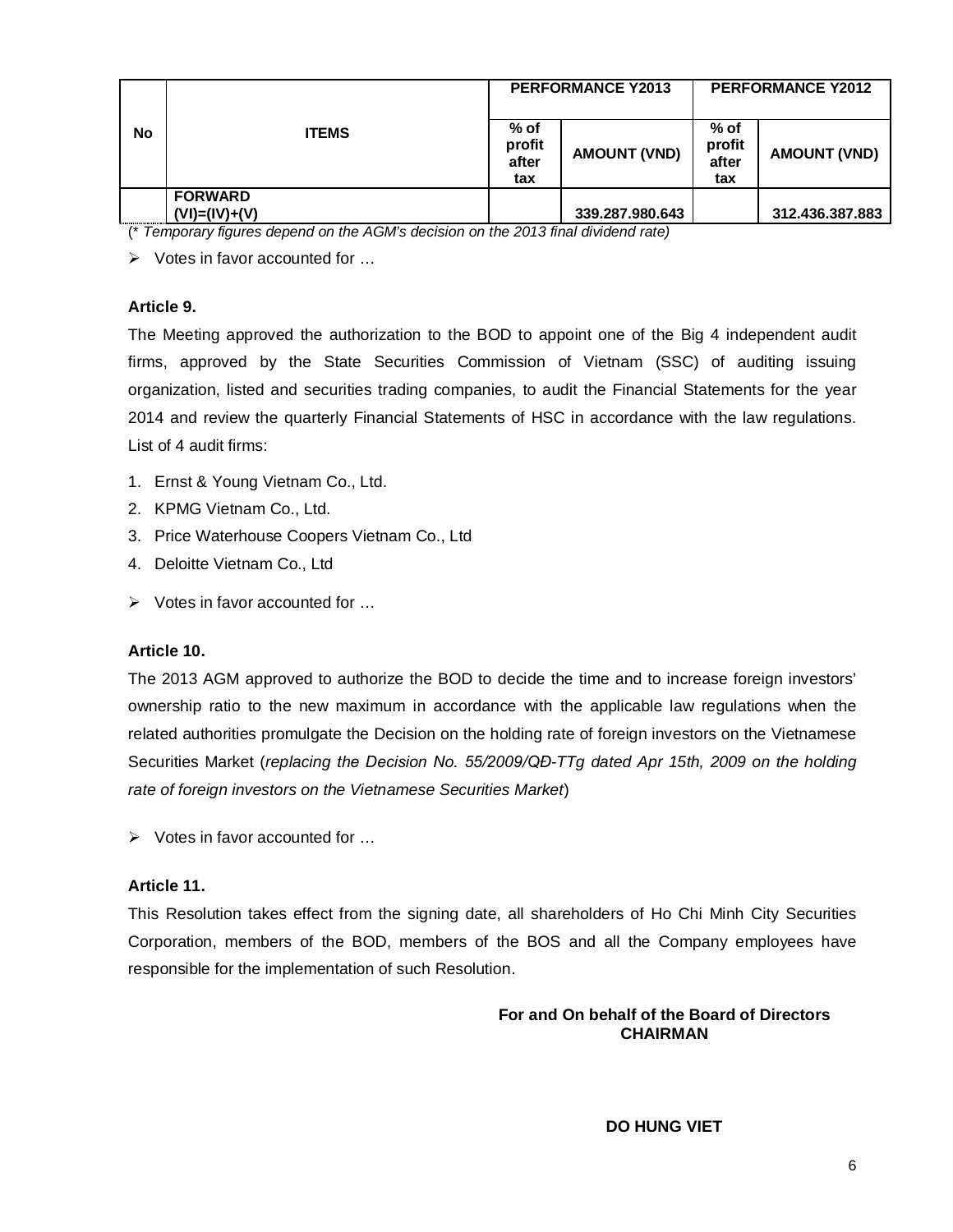| No | ITEMS | PERFORMANCE Y2013 | | PERFORMANCE Y2012 | |
|---|---|---|---|---|---|
| | | % of profit after tax | AMOUNT (VND) | % of profit after tax | AMOUNT (VND) |
| | FORWARD (VI)=(IV)+(V) | | 339.287.980.643 | | 312.436.387.883 |

(* *Temporary figures depend on the AGM's decision on the 2013 final dividend rate)*

- Votes in favor accounted for …

**Article 9.**

The Meeting approved the authorization to the BOD to appoint one of the Big 4 independent audit firms, approved by the State Securities Commission of Vietnam (SSC) of auditing issuing organization, listed and securities trading companies, to audit the Financial Statements for the year 2014 and review the quarterly Financial Statements of HSC in accordance with the law regulations. List of 4 audit firms:

1. Ernst & Young Vietnam Co., Ltd.
2. KPMG Vietnam Co., Ltd.
3. Price Waterhouse Coopers Vietnam Co., Ltd
4. Deloitte Vietnam Co., Ltd

- Votes in favor accounted for …

**Article 10.**

The 2013 AGM approved to authorize the BOD to decide the time and to increase foreign investors' ownership ratio to the new maximum in accordance with the applicable law regulations when the related authorities promulgate the Decision on the holding rate of foreign investors on the Vietnamese Securities Market (*replacing the Decision No. 55/2009/QĐ-TTg dated Apr 15th, 2009 on the holding rate of foreign investors on the Vietnamese Securities Market*)

- Votes in favor accounted for …

**Article 11.**

This Resolution takes effect from the signing date, all shareholders of Ho Chi Minh City Securities Corporation, members of the BOD, members of the BOS and all the Company employees have responsible for the implementation of such Resolution.

**For and On behalf of the Board of Directors**
**CHAIRMAN**

**DO HUNG VIET**